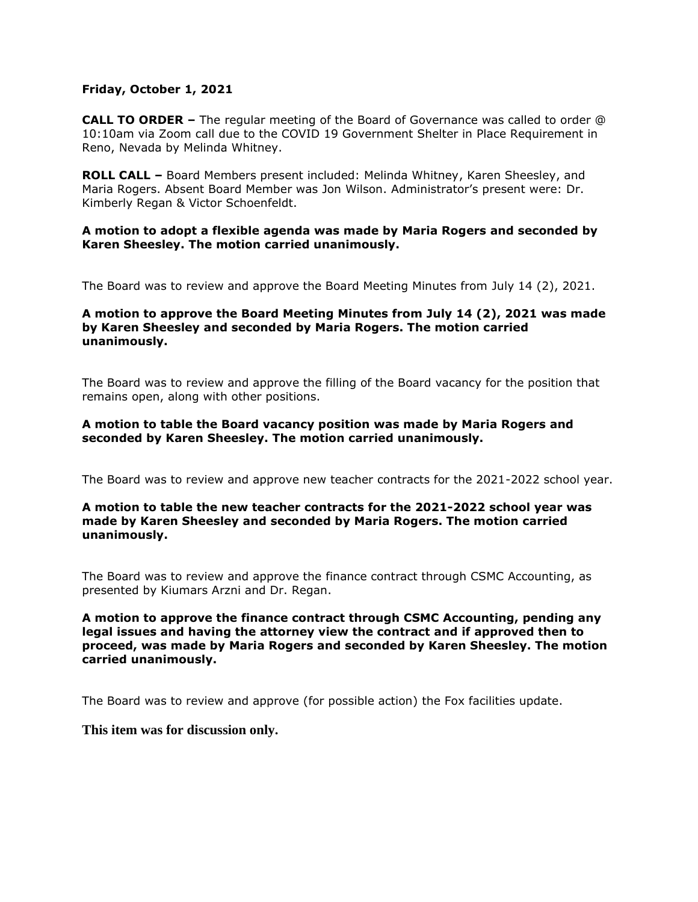**Friday, October 1, 2021**

**CALL TO ORDER –** The regular meeting of the Board of Governance was called to order @ 10:10am via Zoom call due to the COVID 19 Government Shelter in Place Requirement in Reno, Nevada by Melinda Whitney.

**ROLL CALL –** Board Members present included: Melinda Whitney, Karen Sheesley, and Maria Rogers. Absent Board Member was Jon Wilson. Administrator's present were: Dr. Kimberly Regan & Victor Schoenfeldt.

**A motion to adopt a flexible agenda was made by Maria Rogers and seconded by Karen Sheesley. The motion carried unanimously.**

The Board was to review and approve the Board Meeting Minutes from July 14 (2), 2021.

**A motion to approve the Board Meeting Minutes from July 14 (2), 2021 was made by Karen Sheesley and seconded by Maria Rogers. The motion carried unanimously.**

The Board was to review and approve the filling of the Board vacancy for the position that remains open, along with other positions.

**A motion to table the Board vacancy position was made by Maria Rogers and seconded by Karen Sheesley. The motion carried unanimously.**

The Board was to review and approve new teacher contracts for the 2021-2022 school year.

**A motion to table the new teacher contracts for the 2021-2022 school year was made by Karen Sheesley and seconded by Maria Rogers. The motion carried unanimously.**

The Board was to review and approve the finance contract through CSMC Accounting, as presented by Kiumars Arzni and Dr. Regan.

**A motion to approve the finance contract through CSMC Accounting, pending any legal issues and having the attorney view the contract and if approved then to proceed, was made by Maria Rogers and seconded by Karen Sheesley. The motion carried unanimously.**

The Board was to review and approve (for possible action) the Fox facilities update.

**This item was for discussion only.**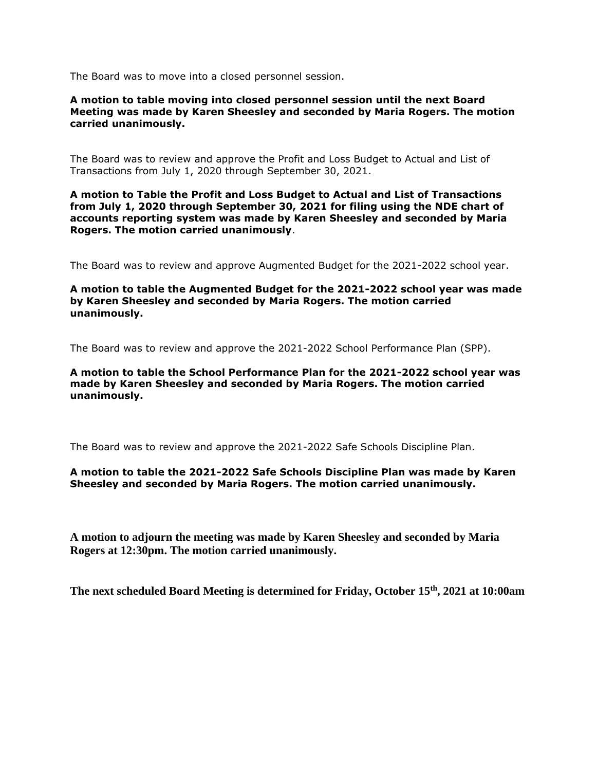The Board was to move into a closed personnel session.

**A motion to table moving into closed personnel session until the next Board Meeting was made by Karen Sheesley and seconded by Maria Rogers. The motion carried unanimously.**

The Board was to review and approve the Profit and Loss Budget to Actual and List of Transactions from July 1, 2020 through September 30, 2021.

**A motion to Table the Profit and Loss Budget to Actual and List of Transactions from July 1, 2020 through September 30, 2021 for filing using the NDE chart of accounts reporting system was made by Karen Sheesley and seconded by Maria Rogers. The motion carried unanimously**.

The Board was to review and approve Augmented Budget for the 2021-2022 school year.

**A motion to table the Augmented Budget for the 2021-2022 school year was made by Karen Sheesley and seconded by Maria Rogers. The motion carried unanimously.**

The Board was to review and approve the 2021-2022 School Performance Plan (SPP).

**A motion to table the School Performance Plan for the 2021-2022 school year was made by Karen Sheesley and seconded by Maria Rogers. The motion carried unanimously.**

The Board was to review and approve the 2021-2022 Safe Schools Discipline Plan.

**A motion to table the 2021-2022 Safe Schools Discipline Plan was made by Karen Sheesley and seconded by Maria Rogers. The motion carried unanimously.**

**A motion to adjourn the meeting was made by Karen Sheesley and seconded by Maria Rogers at 12:30pm. The motion carried unanimously.**

**The next scheduled Board Meeting is determined for Friday, October 15th, 2021 at 10:00am**